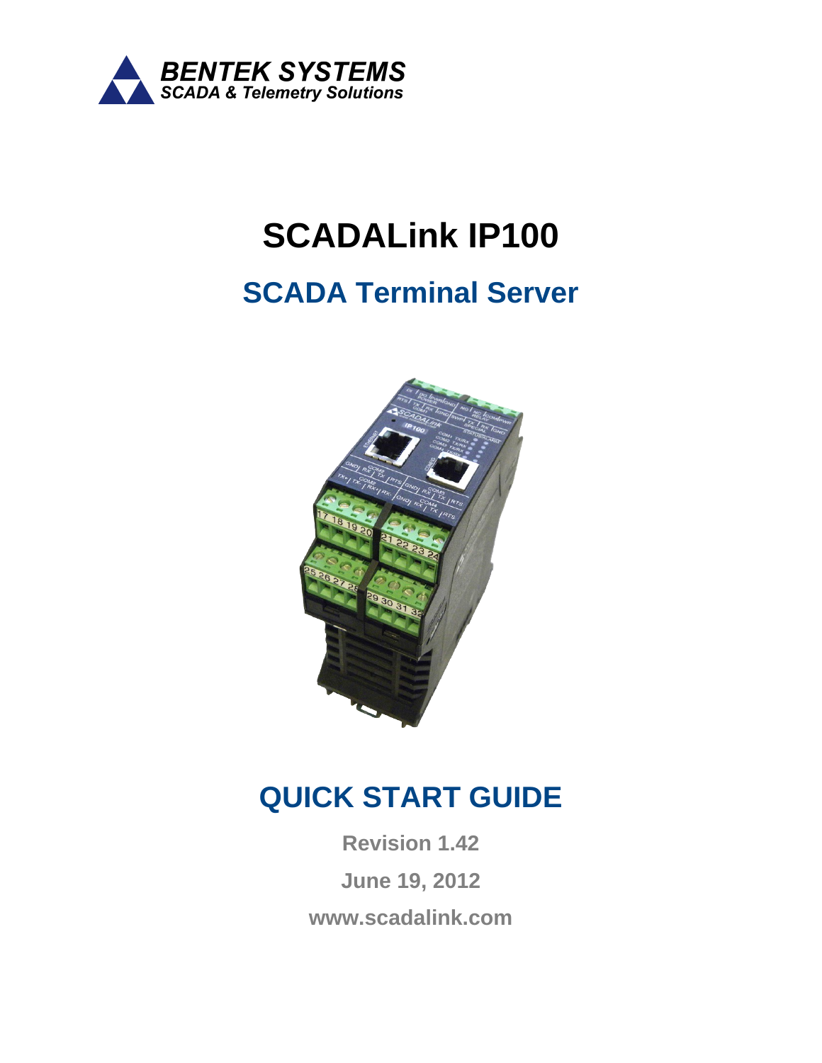**BENTEK SYSTEMS**
*SCADA & Telemetry Solutions*

# SCADALink IP100

## SCADA Terminal Server

## QUICK START GUIDE

**Revision 1.42**

**June 19, 2012**

**www.scadalink.com**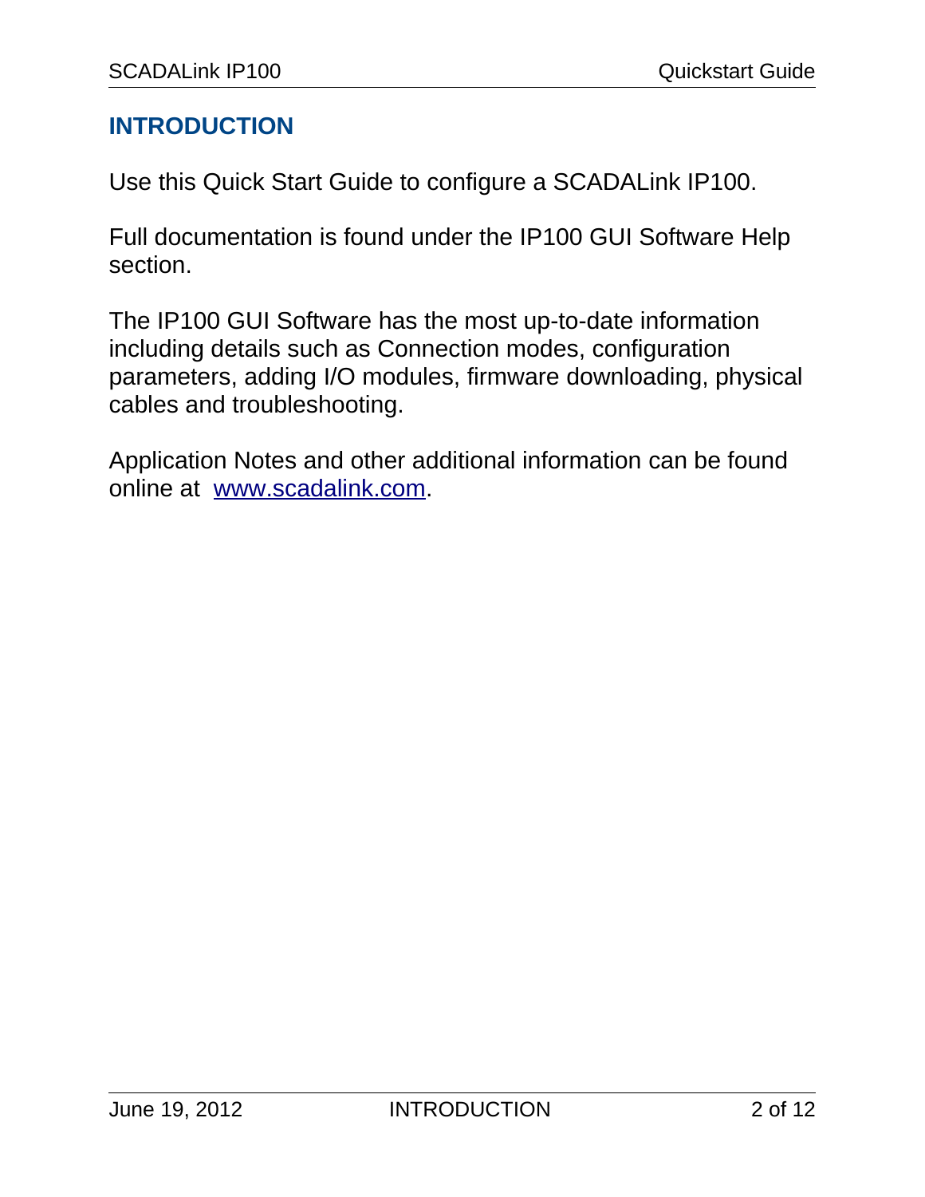# INTRODUCTION

Use this Quick Start Guide to configure a SCADALink IP100.

Full documentation is found under the IP100 GUI Software Help section.

The IP100 GUI Software has the most up-to-date information including details such as Connection modes, configuration parameters, adding I/O modules, firmware downloading, physical cables and troubleshooting.

Application Notes and other additional information can be found online at [www.scadalink.com](http://www.scadalink.com).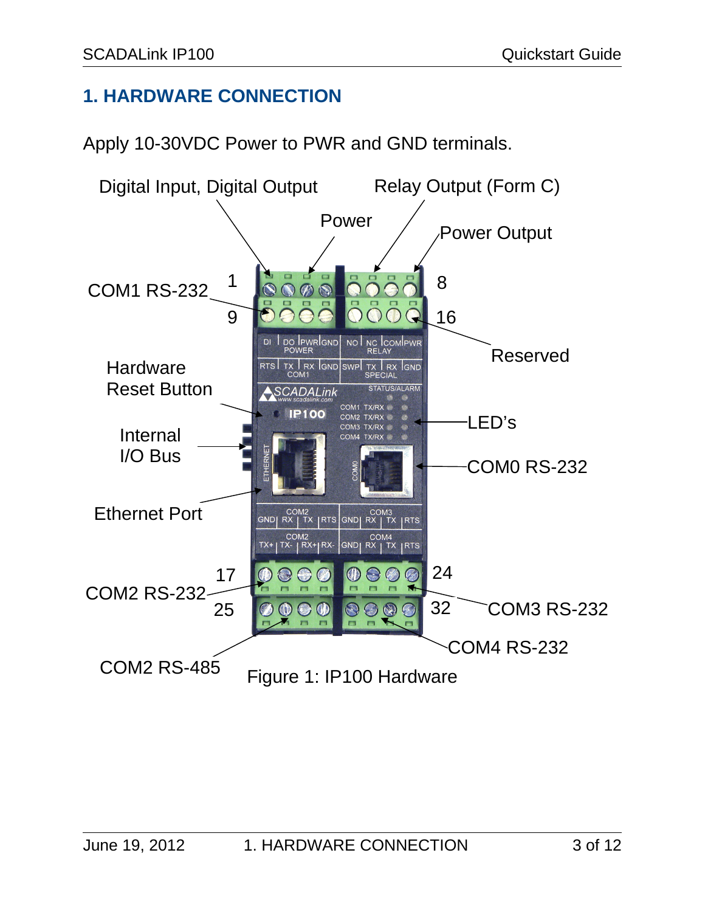# 1. HARDWARE CONNECTION

Apply 10-30VDC Power to PWR and GND terminals.

Figure 1: IP100 Hardware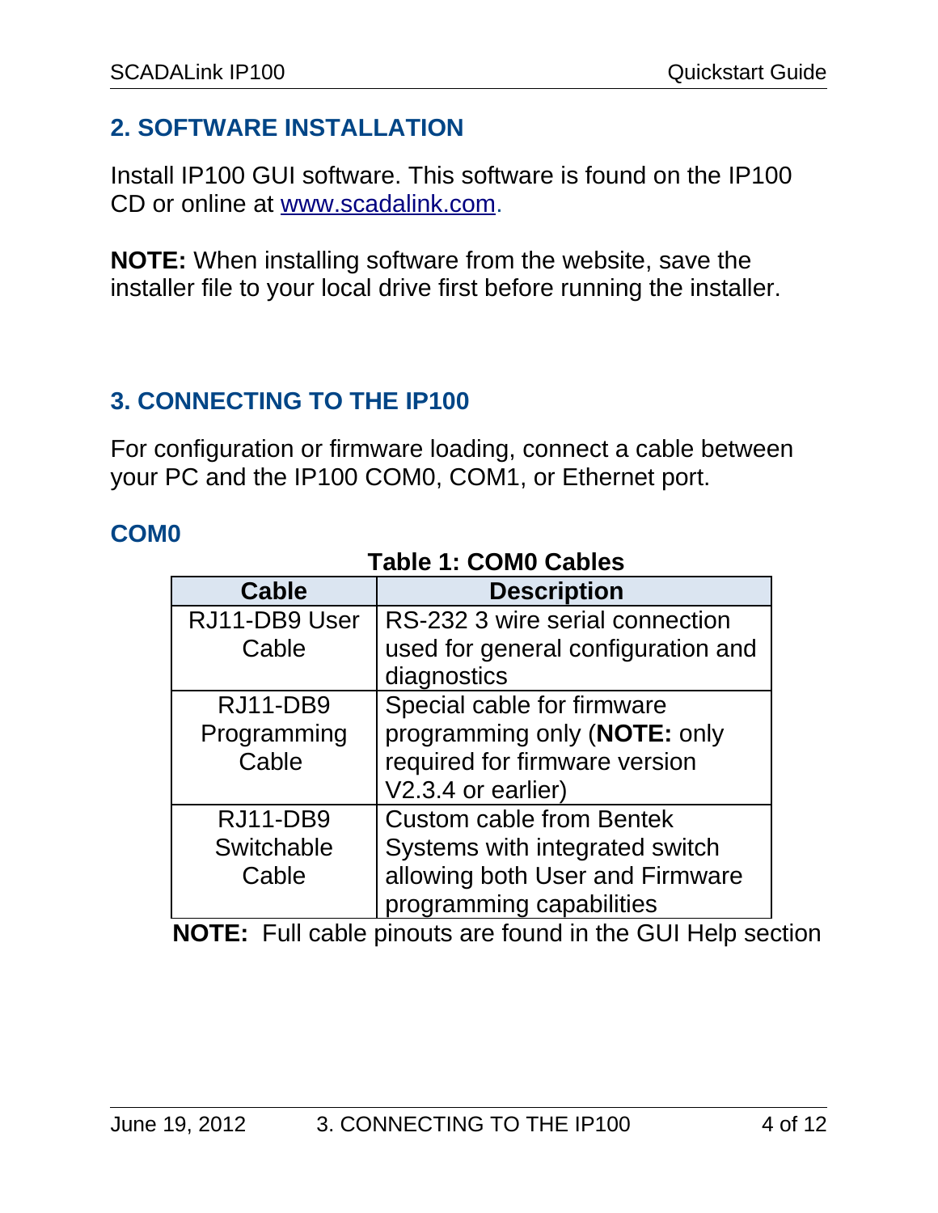## 2. SOFTWARE INSTALLATION

Install IP100 GUI software. This software is found on the IP100 CD or online at www.scadalink.com.

**NOTE:** When installing software from the website, save the installer file to your local drive first before running the installer.

## 3. CONNECTING TO THE IP100

For configuration or firmware loading, connect a cable between your PC and the IP100 COM0, COM1, or Ethernet port.

### COM0

**Table 1: COM0 Cables**

| Cable | Description |
| --- | --- |
| RJ11-DB9 User Cable | RS-232 3 wire serial connection used for general configuration and diagnostics |
| RJ11-DB9 Programming Cable | Special cable for firmware programming only (**NOTE:** only required for firmware version V2.3.4 or earlier) |
| RJ11-DB9 Switchable Cable | Custom cable from Bentek Systems with integrated switch allowing both User and Firmware programming capabilities |

**NOTE:** Full cable pinouts are found in the GUI Help section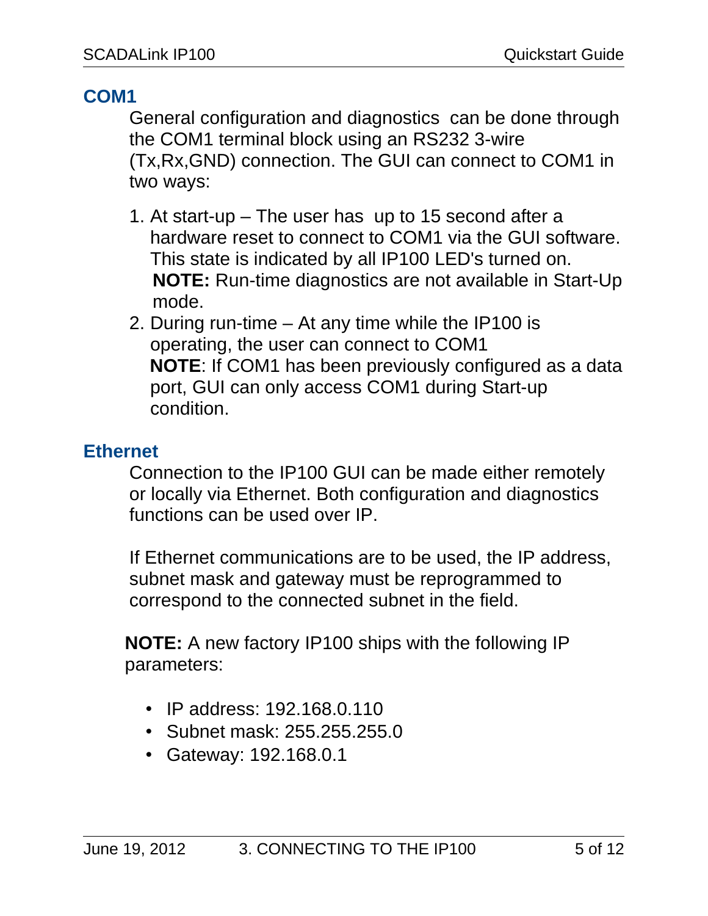## COM1

General configuration and diagnostics can be done through the COM1 terminal block using an RS232 3-wire (Tx,Rx,GND) connection. The GUI can connect to COM1 in two ways:

1. At start-up – The user has up to 15 second after a hardware reset to connect to COM1 via the GUI software. This state is indicated by all IP100 LED's turned on.
   **NOTE:** Run-time diagnostics are not available in Start-Up mode.
2. During run-time – At any time while the IP100 is operating, the user can connect to COM1
   **NOTE**: If COM1 has been previously configured as a data port, GUI can only access COM1 during Start-up condition.

## Ethernet

Connection to the IP100 GUI can be made either remotely or locally via Ethernet. Both configuration and diagnostics functions can be used over IP.

If Ethernet communications are to be used, the IP address, subnet mask and gateway must be reprogrammed to correspond to the connected subnet in the field.

**NOTE:** A new factory IP100 ships with the following IP parameters:

- IP address: 192.168.0.110
- Subnet mask: 255.255.255.0
- Gateway: 192.168.0.1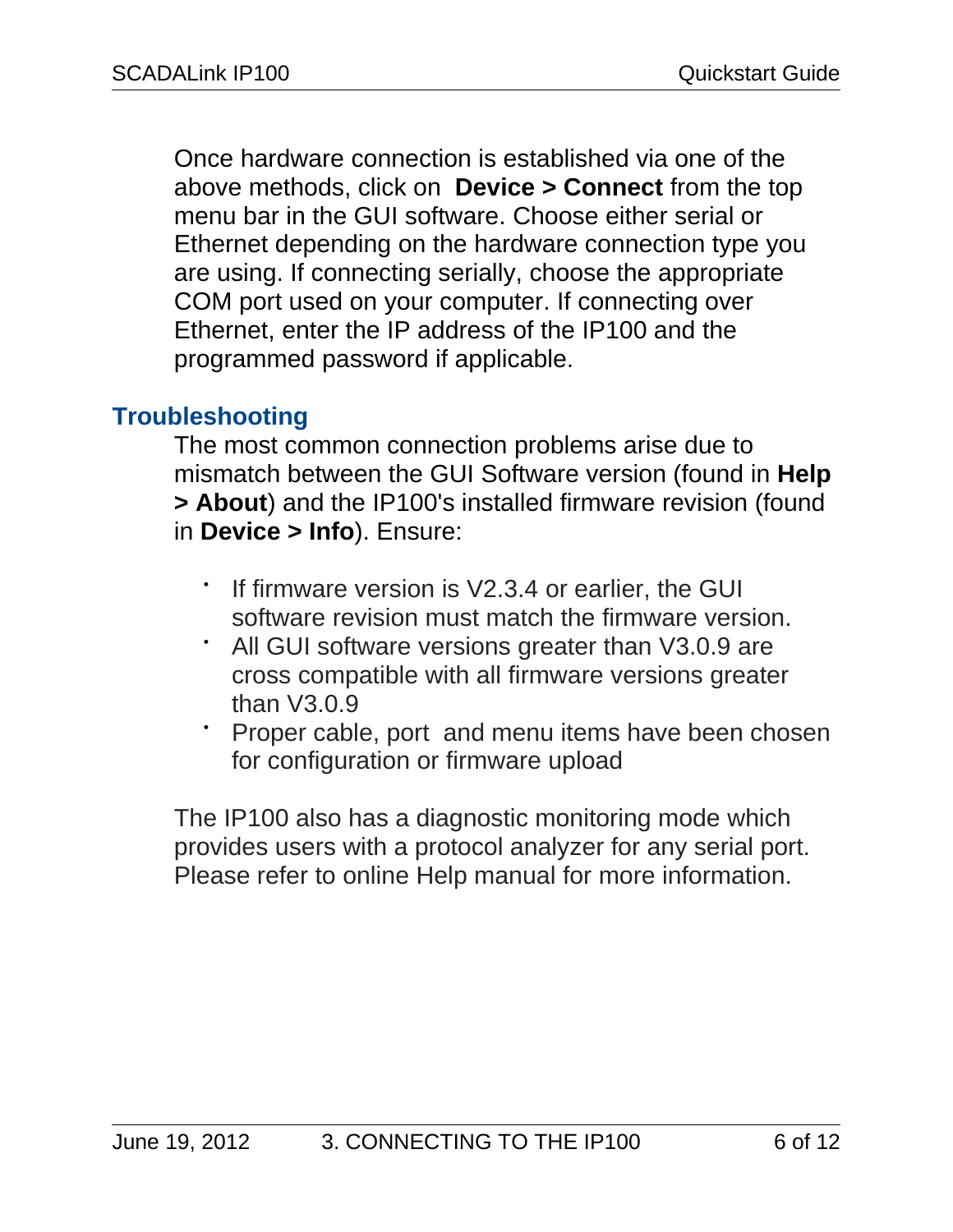Once hardware connection is established via one of the above methods, click on **Device > Connect** from the top menu bar in the GUI software. Choose either serial or Ethernet depending on the hardware connection type you are using. If connecting serially, choose the appropriate COM port used on your computer. If connecting over Ethernet, enter the IP address of the IP100 and the programmed password if applicable.

## Troubleshooting

The most common connection problems arise due to mismatch between the GUI Software version (found in **Help > About**) and the IP100's installed firmware revision (found in **Device > Info**). Ensure:

- If firmware version is V2.3.4 or earlier, the GUI software revision must match the firmware version.
- All GUI software versions greater than V3.0.9 are cross compatible with all firmware versions greater than V3.0.9
- Proper cable, port and menu items have been chosen for configuration or firmware upload

The IP100 also has a diagnostic monitoring mode which provides users with a protocol analyzer for any serial port. Please refer to online Help manual for more information.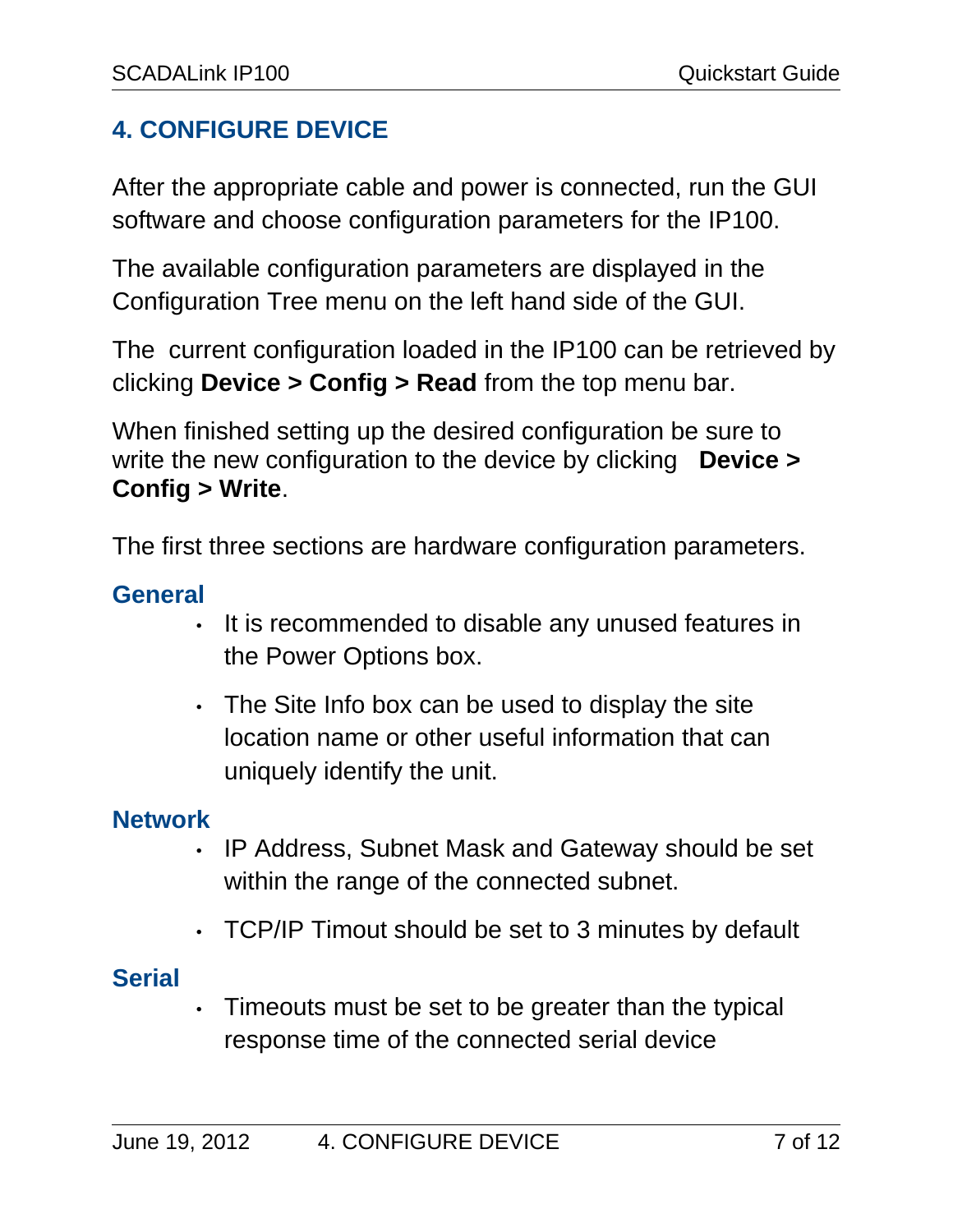## 4. CONFIGURE DEVICE

After the appropriate cable and power is connected, run the GUI software and choose configuration parameters for the IP100.

The available configuration parameters are displayed in the Configuration Tree menu on the left hand side of the GUI.

The current configuration loaded in the IP100 can be retrieved by clicking **Device > Config > Read** from the top menu bar.

When finished setting up the desired configuration be sure to write the new configuration to the device by clicking **Device > Config > Write**.

The first three sections are hardware configuration parameters.

### General

- It is recommended to disable any unused features in the Power Options box.
- The Site Info box can be used to display the site location name or other useful information that can uniquely identify the unit.

### Network

- IP Address, Subnet Mask and Gateway should be set within the range of the connected subnet.
- TCP/IP Timout should be set to 3 minutes by default

### Serial

- Timeouts must be set to be greater than the typical response time of the connected serial device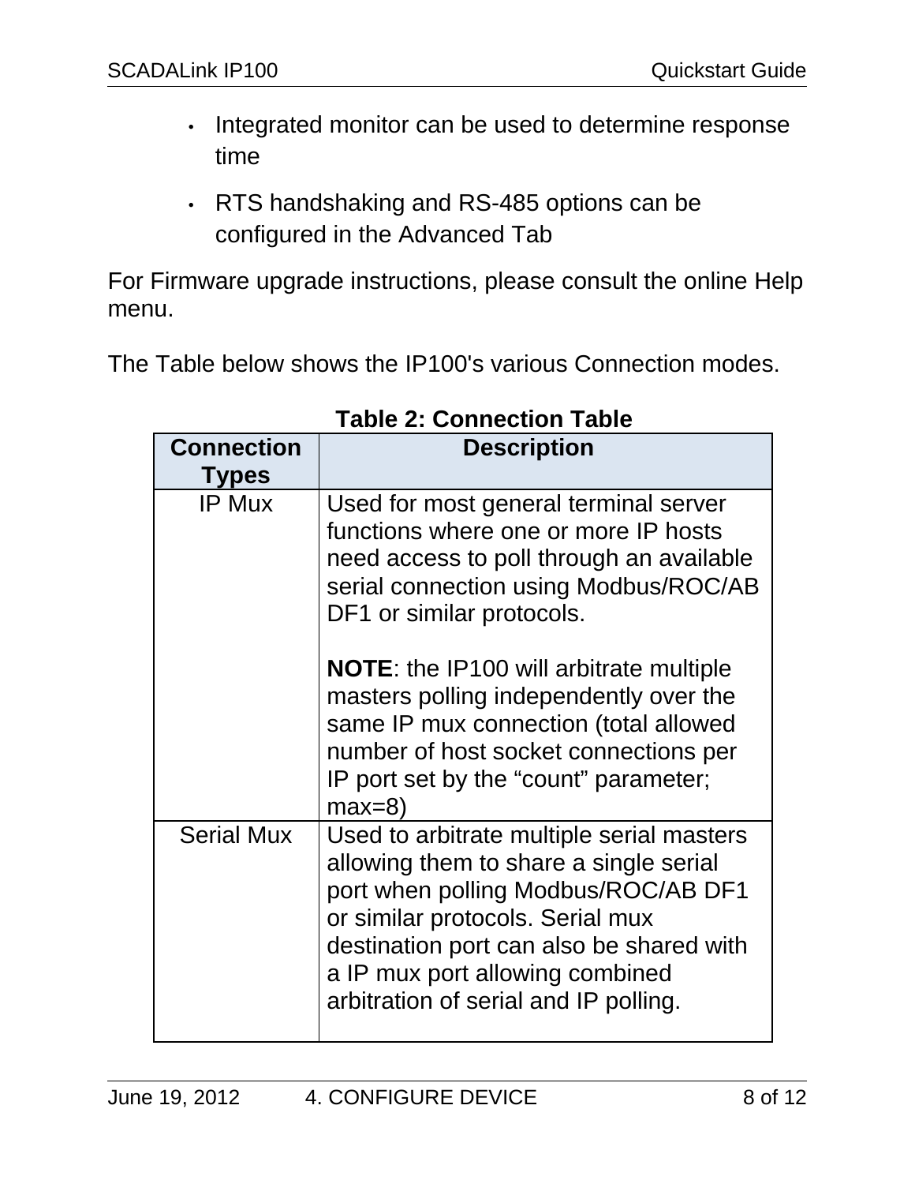- Integrated monitor can be used to determine response time
- RTS handshaking and RS-485 options can be configured in the Advanced Tab

For Firmware upgrade instructions, please consult the online Help menu.

The Table below shows the IP100's various Connection modes.

**Table 2: Connection Table**

| Connection Types | Description |
|---|---|
| IP Mux | Used for most general terminal server functions where one or more IP hosts need access to poll through an available serial connection using Modbus/ROC/AB DF1 or similar protocols.<br><br>**NOTE**: the IP100 will arbitrate multiple masters polling independently over the same IP mux connection (total allowed number of host socket connections per IP port set by the “count” parameter; max=8) |
| Serial Mux | Used to arbitrate multiple serial masters allowing them to share a single serial port when polling Modbus/ROC/AB DF1 or similar protocols. Serial mux destination port can also be shared with a IP mux port allowing combined arbitration of serial and IP polling. |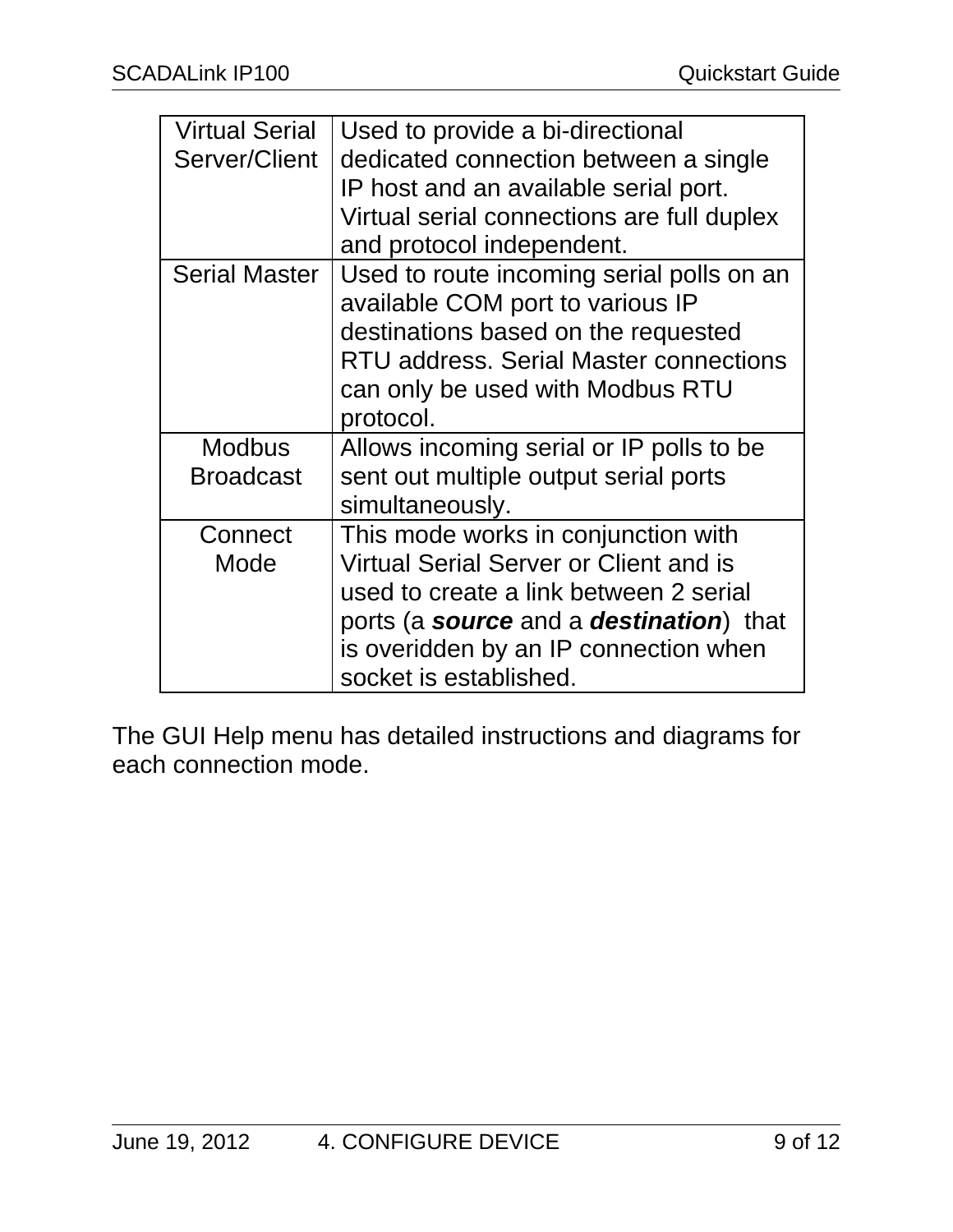| Virtual Serial Server/Client | Used to provide a bi-directional dedicated connection between a single IP host and an available serial port. Virtual serial connections are full duplex and protocol independent. |
|---|---|
| Serial Master | Used to route incoming serial polls on an available COM port to various IP destinations based on the requested RTU address. Serial Master connections can only be used with Modbus RTU protocol. |
| Modbus Broadcast | Allows incoming serial or IP polls to be sent out multiple output serial ports simultaneously. |
| Connect Mode | This mode works in conjunction with Virtual Serial Server or Client and is used to create a link between 2 serial ports (a ***source*** and a ***destination***) that is overidden by an IP connection when socket is established. |

The GUI Help menu has detailed instructions and diagrams for each connection mode.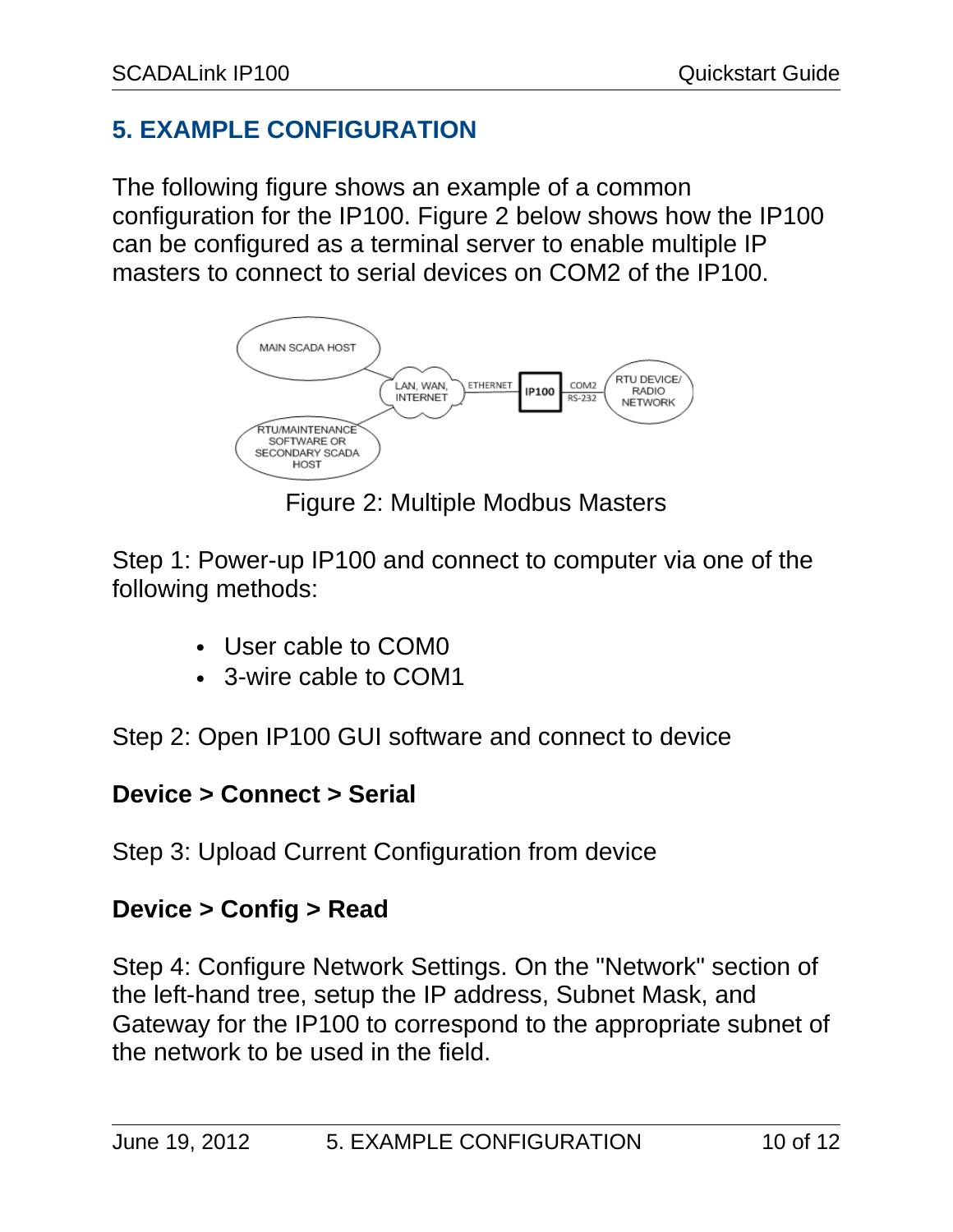## 5. EXAMPLE CONFIGURATION

The following figure shows an example of a common configuration for the IP100. Figure 2 below shows how the IP100 can be configured as a terminal server to enable multiple IP masters to connect to serial devices on COM2 of the IP100.

Figure 2: Multiple Modbus Masters

Step 1: Power-up IP100 and connect to computer via one of the following methods:

- User cable to COM0
- 3-wire cable to COM1

Step 2: Open IP100 GUI software and connect to device

**Device > Connect > Serial**

Step 3: Upload Current Configuration from device

**Device > Config > Read**

Step 4: Configure Network Settings. On the "Network" section of the left-hand tree, setup the IP address, Subnet Mask, and Gateway for the IP100 to correspond to the appropriate subnet of the network to be used in the field.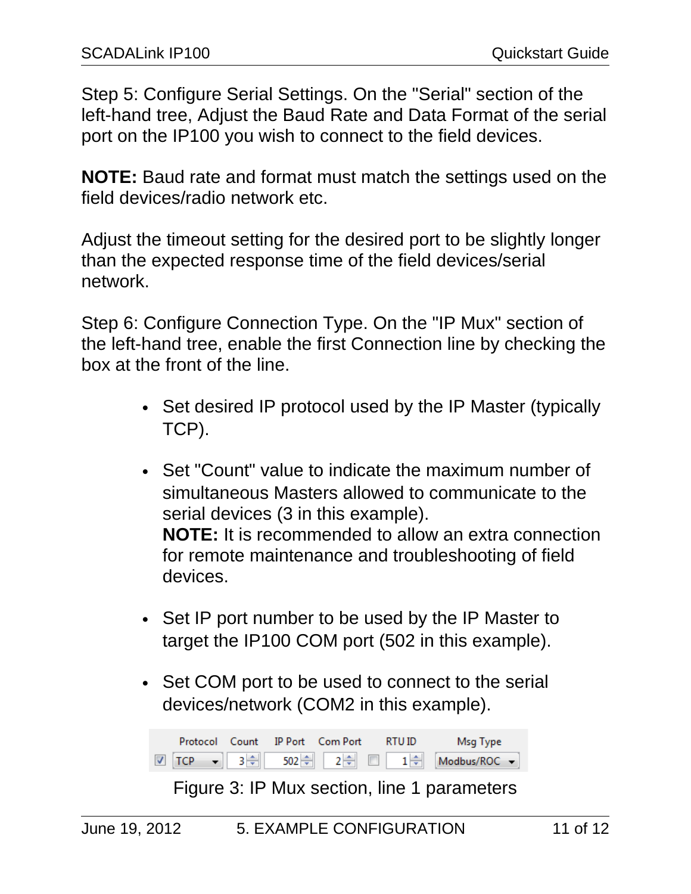Step 5: Configure Serial Settings. On the "Serial" section of the left-hand tree, Adjust the Baud Rate and Data Format of the serial port on the IP100 you wish to connect to the field devices.

**NOTE:** Baud rate and format must match the settings used on the field devices/radio network etc.

Adjust the timeout setting for the desired port to be slightly longer than the expected response time of the field devices/serial network.

Step 6: Configure Connection Type. On the "IP Mux" section of the left-hand tree, enable the first Connection line by checking the box at the front of the line.

- Set desired IP protocol used by the IP Master (typically TCP).
- Set "Count" value to indicate the maximum number of simultaneous Masters allowed to communicate to the serial devices (3 in this example).
  **NOTE:** It is recommended to allow an extra connection for remote maintenance and troubleshooting of field devices.
- Set IP port number to be used by the IP Master to target the IP100 COM port (502 in this example).
- Set COM port to be used to connect to the serial devices/network (COM2 in this example).

| | Protocol | Count | IP Port | Com Port | | RTU ID | Msg Type |
|---|---|---|---|---|---|---|---|
| ☑ | TCP | 3 | 502 | 2 | ☐ | 1 | Modbus/ROC |

Figure 3: IP Mux section, line 1 parameters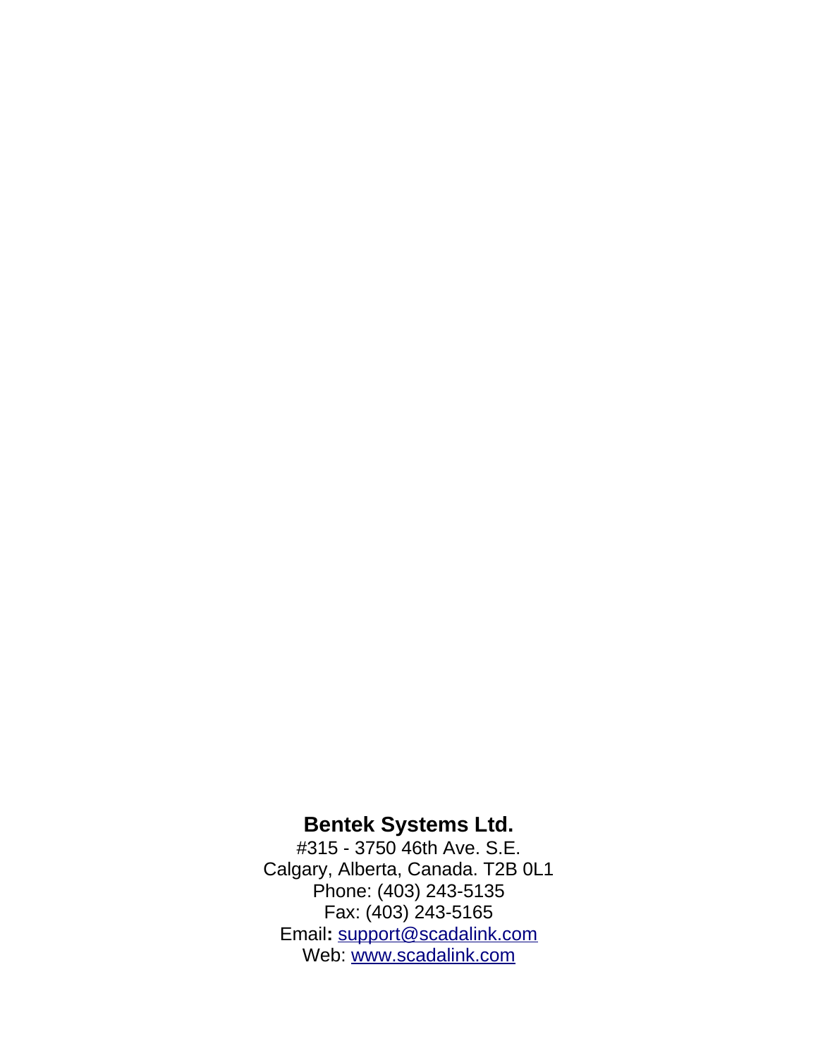**Bentek Systems Ltd.**

#315 - 3750 46th Ave. S.E.
Calgary, Alberta, Canada. T2B 0L1
Phone: (403) 243-5135
Fax: (403) 243-5165
Email**:** support@scadalink.com
Web: www.scadalink.com